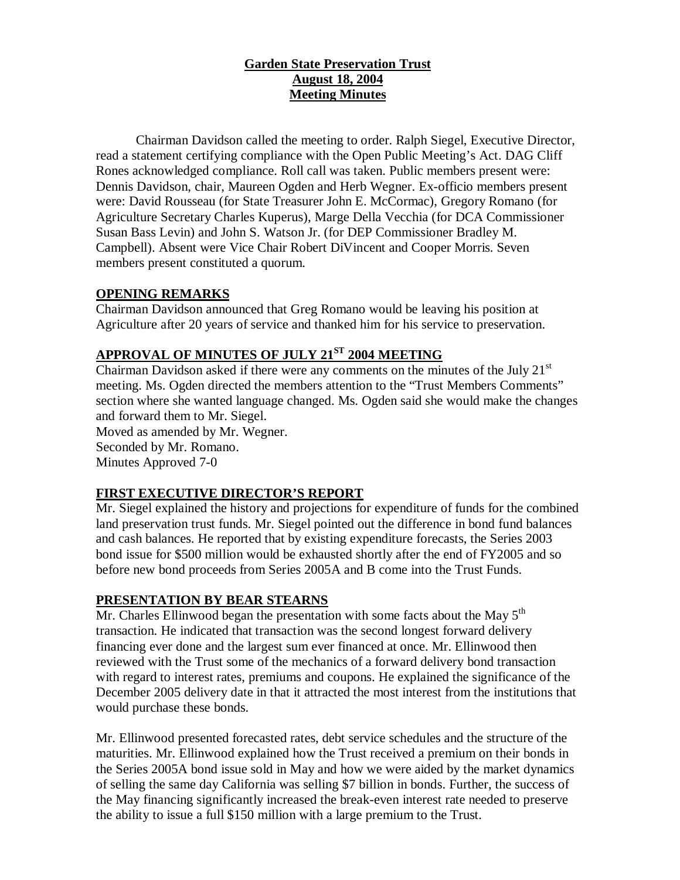**Garden State Preservation Trust**
**August 18, 2004**
**Meeting Minutes**

Chairman Davidson called the meeting to order. Ralph Siegel, Executive Director, read a statement certifying compliance with the Open Public Meeting's Act. DAG Cliff Rones acknowledged compliance. Roll call was taken. Public members present were: Dennis Davidson, chair, Maureen Ogden and Herb Wegner. Ex-officio members present were: David Rousseau (for State Treasurer John E. McCormac), Gregory Romano (for Agriculture Secretary Charles Kuperus), Marge Della Vecchia (for DCA Commissioner Susan Bass Levin) and John S. Watson Jr. (for DEP Commissioner Bradley M. Campbell). Absent were Vice Chair Robert DiVincent and Cooper Morris. Seven members present constituted a quorum.

## OPENING REMARKS

Chairman Davidson announced that Greg Romano would be leaving his position at Agriculture after 20 years of service and thanked him for his service to preservation.

## APPROVAL OF MINUTES OF JULY 21ST 2004 MEETING

Chairman Davidson asked if there were any comments on the minutes of the July 21st meeting. Ms. Ogden directed the members attention to the "Trust Members Comments" section where she wanted language changed. Ms. Ogden said she would make the changes and forward them to Mr. Siegel.

Moved as amended by Mr. Wegner.
Seconded by Mr. Romano.
Minutes Approved 7-0

## FIRST EXECUTIVE DIRECTOR'S REPORT

Mr. Siegel explained the history and projections for expenditure of funds for the combined land preservation trust funds. Mr. Siegel pointed out the difference in bond fund balances and cash balances. He reported that by existing expenditure forecasts, the Series 2003 bond issue for $500 million would be exhausted shortly after the end of FY2005 and so before new bond proceeds from Series 2005A and B come into the Trust Funds.

## PRESENTATION BY BEAR STEARNS

Mr. Charles Ellinwood began the presentation with some facts about the May 5th transaction. He indicated that transaction was the second longest forward delivery financing ever done and the largest sum ever financed at once. Mr. Ellinwood then reviewed with the Trust some of the mechanics of a forward delivery bond transaction with regard to interest rates, premiums and coupons. He explained the significance of the December 2005 delivery date in that it attracted the most interest from the institutions that would purchase these bonds.

Mr. Ellinwood presented forecasted rates, debt service schedules and the structure of the maturities. Mr. Ellinwood explained how the Trust received a premium on their bonds in the Series 2005A bond issue sold in May and how we were aided by the market dynamics of selling the same day California was selling $7 billion in bonds. Further, the success of the May financing significantly increased the break-even interest rate needed to preserve the ability to issue a full $150 million with a large premium to the Trust.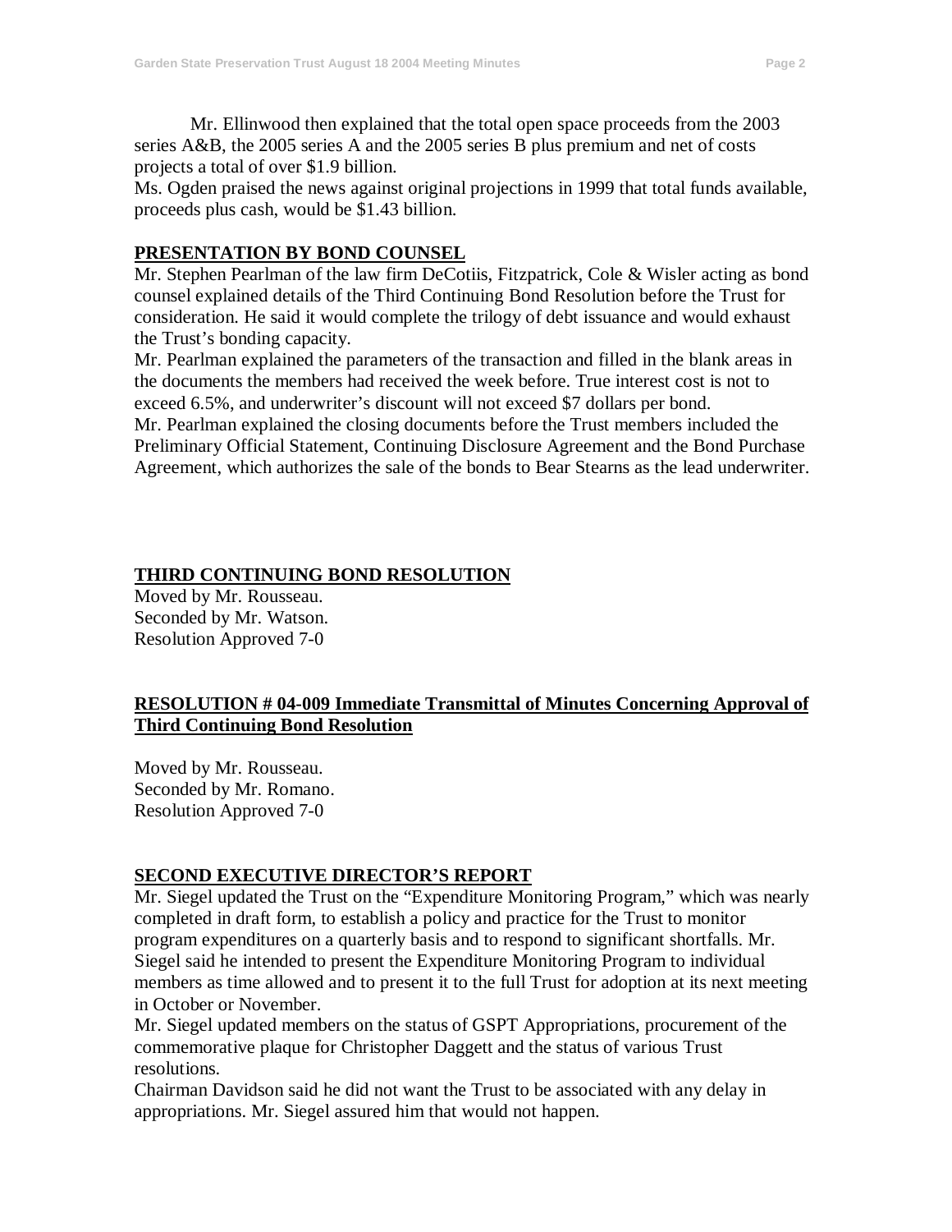Mr. Ellinwood then explained that the total open space proceeds from the 2003 series A&B, the 2005 series A and the 2005 series B plus premium and net of costs projects a total of over $1.9 billion.

Ms. Ogden praised the news against original projections in 1999 that total funds available, proceeds plus cash, would be $1.43 billion.

## PRESENTATION BY BOND COUNSEL

Mr. Stephen Pearlman of the law firm DeCotiis, Fitzpatrick, Cole & Wisler acting as bond counsel explained details of the Third Continuing Bond Resolution before the Trust for consideration. He said it would complete the trilogy of debt issuance and would exhaust the Trust's bonding capacity.

Mr. Pearlman explained the parameters of the transaction and filled in the blank areas in the documents the members had received the week before. True interest cost is not to exceed 6.5%, and underwriter's discount will not exceed $7 dollars per bond.

Mr. Pearlman explained the closing documents before the Trust members included the Preliminary Official Statement, Continuing Disclosure Agreement and the Bond Purchase Agreement, which authorizes the sale of the bonds to Bear Stearns as the lead underwriter.

## THIRD CONTINUING BOND RESOLUTION

Moved by Mr. Rousseau.
Seconded by Mr. Watson.
Resolution Approved 7-0

## RESOLUTION # 04-009 Immediate Transmittal of Minutes Concerning Approval of Third Continuing Bond Resolution

Moved by Mr. Rousseau.
Seconded by Mr. Romano.
Resolution Approved 7-0

## SECOND EXECUTIVE DIRECTOR'S REPORT

Mr. Siegel updated the Trust on the "Expenditure Monitoring Program," which was nearly completed in draft form, to establish a policy and practice for the Trust to monitor program expenditures on a quarterly basis and to respond to significant shortfalls. Mr. Siegel said he intended to present the Expenditure Monitoring Program to individual members as time allowed and to present it to the full Trust for adoption at its next meeting in October or November.

Mr. Siegel updated members on the status of GSPT Appropriations, procurement of the commemorative plaque for Christopher Daggett and the status of various Trust resolutions.

Chairman Davidson said he did not want the Trust to be associated with any delay in appropriations. Mr. Siegel assured him that would not happen.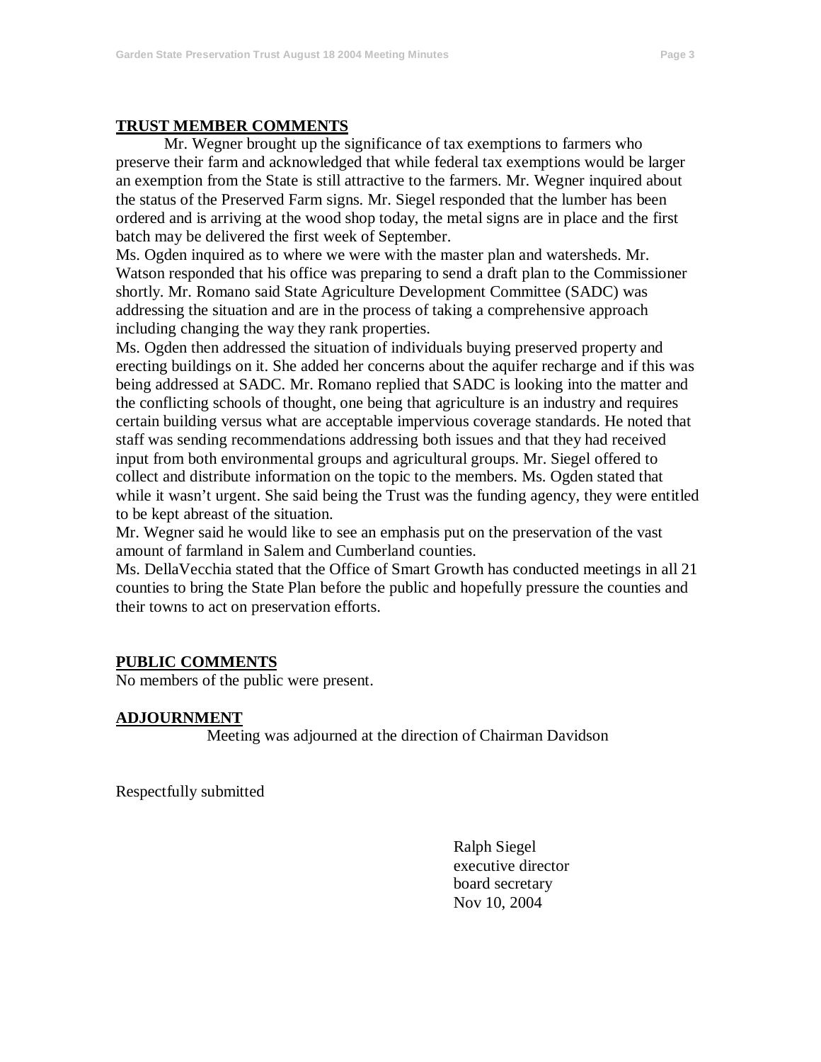**TRUST MEMBER COMMENTS**

Mr. Wegner brought up the significance of tax exemptions to farmers who preserve their farm and acknowledged that while federal tax exemptions would be larger an exemption from the State is still attractive to the farmers. Mr. Wegner inquired about the status of the Preserved Farm signs. Mr. Siegel responded that the lumber has been ordered and is arriving at the wood shop today, the metal signs are in place and the first batch may be delivered the first week of September.

Ms. Ogden inquired as to where we were with the master plan and watersheds. Mr. Watson responded that his office was preparing to send a draft plan to the Commissioner shortly. Mr. Romano said State Agriculture Development Committee (SADC) was addressing the situation and are in the process of taking a comprehensive approach including changing the way they rank properties.

Ms. Ogden then addressed the situation of individuals buying preserved property and erecting buildings on it. She added her concerns about the aquifer recharge and if this was being addressed at SADC. Mr. Romano replied that SADC is looking into the matter and the conflicting schools of thought, one being that agriculture is an industry and requires certain building versus what are acceptable impervious coverage standards. He noted that staff was sending recommendations addressing both issues and that they had received input from both environmental groups and agricultural groups. Mr. Siegel offered to collect and distribute information on the topic to the members. Ms. Ogden stated that while it wasn't urgent. She said being the Trust was the funding agency, they were entitled to be kept abreast of the situation.

Mr. Wegner said he would like to see an emphasis put on the preservation of the vast amount of farmland in Salem and Cumberland counties.

Ms. DellaVecchia stated that the Office of Smart Growth has conducted meetings in all 21 counties to bring the State Plan before the public and hopefully pressure the counties and their towns to act on preservation efforts.

**PUBLIC COMMENTS**

No members of the public were present.

**ADJOURNMENT**

Meeting was adjourned at the direction of Chairman Davidson

Respectfully submitted

Ralph Siegel
executive director
board secretary
Nov 10, 2004